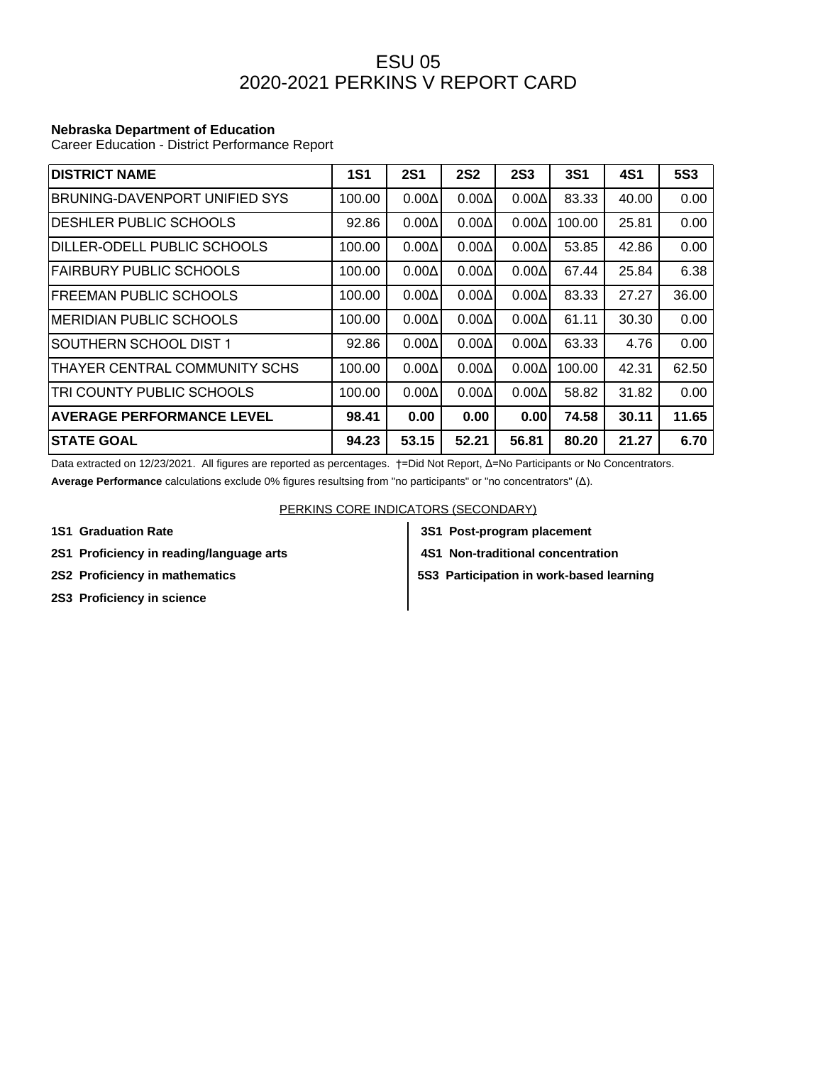# ESU 05
# 2020-2021 PERKINS V REPORT CARD

**Nebraska Department of Education**
Career Education - District Performance Report

| DISTRICT NAME | 1S1 | 2S1 | 2S2 | 2S3 | 3S1 | 4S1 | 5S3 |
|---|---|---|---|---|---|---|---|
| BRUNING-DAVENPORT UNIFIED SYS | 100.00 | 0.00Δ | 0.00Δ | 0.00Δ | 83.33 | 40.00 | 0.00 |
| DESHLER PUBLIC SCHOOLS | 92.86 | 0.00Δ | 0.00Δ | 0.00Δ | 100.00 | 25.81 | 0.00 |
| DILLER-ODELL PUBLIC SCHOOLS | 100.00 | 0.00Δ | 0.00Δ | 0.00Δ | 53.85 | 42.86 | 0.00 |
| FAIRBURY PUBLIC SCHOOLS | 100.00 | 0.00Δ | 0.00Δ | 0.00Δ | 67.44 | 25.84 | 6.38 |
| FREEMAN PUBLIC SCHOOLS | 100.00 | 0.00Δ | 0.00Δ | 0.00Δ | 83.33 | 27.27 | 36.00 |
| MERIDIAN PUBLIC SCHOOLS | 100.00 | 0.00Δ | 0.00Δ | 0.00Δ | 61.11 | 30.30 | 0.00 |
| SOUTHERN SCHOOL DIST 1 | 92.86 | 0.00Δ | 0.00Δ | 0.00Δ | 63.33 | 4.76 | 0.00 |
| THAYER CENTRAL COMMUNITY SCHS | 100.00 | 0.00Δ | 0.00Δ | 0.00Δ | 100.00 | 42.31 | 62.50 |
| TRI COUNTY PUBLIC SCHOOLS | 100.00 | 0.00Δ | 0.00Δ | 0.00Δ | 58.82 | 31.82 | 0.00 |
| **AVERAGE PERFORMANCE LEVEL** | **98.41** | **0.00** | **0.00** | **0.00** | **74.58** | **30.11** | **11.65** |
| **STATE GOAL** | **94.23** | **53.15** | **52.21** | **56.81** | **80.20** | **21.27** | **6.70** |

Data extracted on 12/23/2021. All figures are reported as percentages. †=Did Not Report, Δ=No Participants or No Concentrators.

**Average Performance** calculations exclude 0% figures resultsing from "no participants" or "no concentrators" (Δ).

PERKINS CORE INDICATORS (SECONDARY)

**1S1 Graduation Rate**

**2S1 Proficiency in reading/language arts**

**2S2 Proficiency in mathematics**

**2S3 Proficiency in science**

**3S1 Post-program placement**

**4S1 Non-traditional concentration**

**5S3 Participation in work-based learning**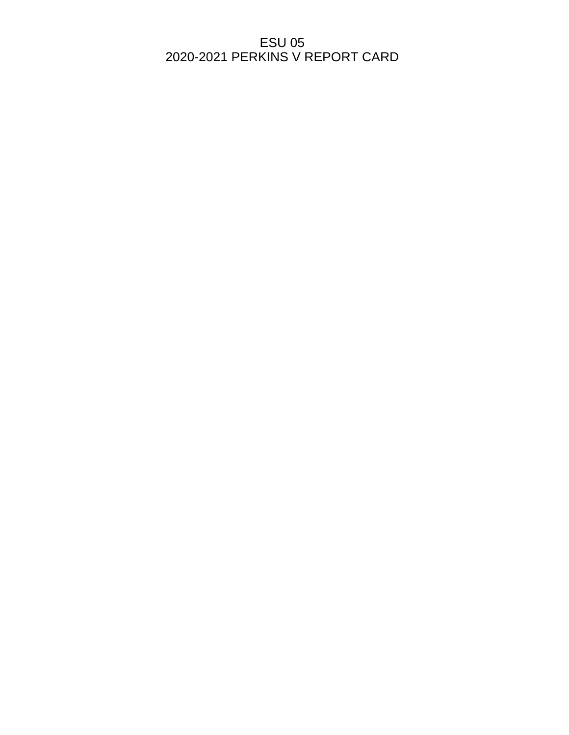# ESU 05

## 2020-2021 PERKINS V REPORT CARD